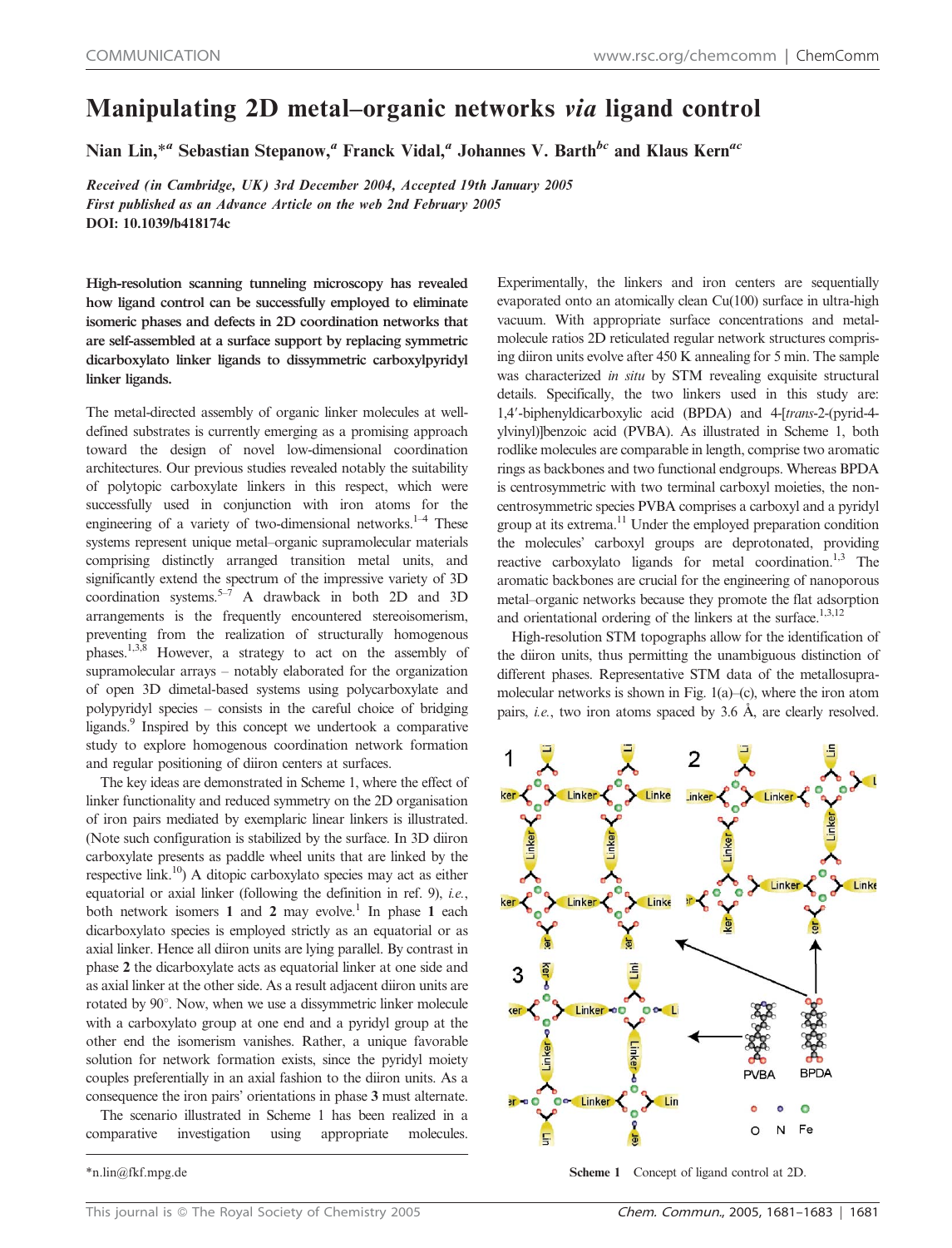# Manipulating 2D metal–organic networks *via* ligand control

**Nian Lin,\*[a] Sebastian Stepanow,[a] Franck Vidal,[a] Johannes V. Barth[bc] and Klaus Kern[ac]**

*Received (in Cambridge, UK) 3rd December 2004, Accepted 19th January 2005*
*First published as an Advance Article on the web 2nd February 2005*
**DOI: 10.1039/b418174c**

**High-resolution scanning tunneling microscopy has revealed how ligand control can be successfully employed to eliminate isomeric phases and defects in 2D coordination networks that are self-assembled at a surface support by replacing symmetric dicarboxylato linker ligands to dissymmetric carboxylpyridyl linker ligands.**

The metal-directed assembly of organic linker molecules at well-defined substrates is currently emerging as a promising approach toward the design of novel low-dimensional coordination architectures. Our previous studies revealed notably the suitability of polytopic carboxylate linkers in this respect, which were successfully used in conjunction with iron atoms for the engineering of a variety of two-dimensional networks.[1–4] These systems represent unique metal–organic supramolecular materials comprising distinctly arranged transition metal units, and significantly extend the spectrum of the impressive variety of 3D coordination systems.[5–7] A drawback in both 2D and 3D arrangements is the frequently encountered stereoisomerism, preventing from the realization of structurally homogenous phases.[1,3,8] However, a strategy to act on the assembly of supramolecular arrays – notably elaborated for the organization of open 3D dimetal-based systems using polycarboxylate and polypyridyl species – consists in the careful choice of bridging ligands.[9] Inspired by this concept we undertook a comparative study to explore homogenous coordination network formation and regular positioning of diiron centers at surfaces.

The key ideas are demonstrated in Scheme 1, where the effect of linker functionality and reduced symmetry on the 2D organisation of iron pairs mediated by exemplaric linear linkers is illustrated. (Note such configuration is stabilized by the surface. In 3D diiron carboxylate presents as paddle wheel units that are linked by the respective link.[10]) A ditopic carboxylato species may act as either equatorial or axial linker (following the definition in ref. 9), *i.e.*, both network isomers **1** and **2** may evolve.[1] In phase **1** each dicarboxylato species is employed strictly as an equatorial or as axial linker. Hence all diiron units are lying parallel. By contrast in phase **2** the dicarboxylate acts as equatorial linker at one side and as axial linker at the other side. As a result adjacent diiron units are rotated by 90°. Now, when we use a dissymmetric linker molecule with a carboxylato group at one end and a pyridyl group at the other end the isomerism vanishes. Rather, a unique favorable solution for network formation exists, since the pyridyl moiety couples preferentially in an axial fashion to the diiron units. As a consequence the iron pairs' orientations in phase **3** must alternate.

The scenario illustrated in Scheme 1 has been realized in a comparative investigation using appropriate molecules. Experimentally, the linkers and iron centers are sequentially evaporated onto an atomically clean Cu(100) surface in ultra-high vacuum. With appropriate surface concentrations and metal-molecule ratios 2D reticulated regular network structures comprising diiron units evolve after 450 K annealing for 5 min. The sample was characterized *in situ* by STM revealing exquisite structural details. Specifically, the two linkers used in this study are: 1,4′-biphenyldicarboxylic acid (BPDA) and 4-[*trans*-2-(pyrid-4-ylvinyl)]benzoic acid (PVBA). As illustrated in Scheme 1, both rodlike molecules are comparable in length, comprise two aromatic rings as backbones and two functional endgroups. Whereas BPDA is centrosymmetric with two terminal carboxyl moieties, the non-centrosymmetric species PVBA comprises a carboxyl and a pyridyl group at its extrema.[11] Under the employed preparation condition the molecules' carboxyl groups are deprotonated, providing reactive carboxylato ligands for metal coordination.[1,3] The aromatic backbones are crucial for the engineering of nanoporous metal–organic networks because they promote the flat adsorption and orientational ordering of the linkers at the surface.[1,3,12]

High-resolution STM topographs allow for the identification of the diiron units, thus permitting the unambiguous distinction of different phases. Representative STM data of the metallosupramolecular networks is shown in Fig. 1(a)–(c), where the iron atom pairs, *i.e.*, two iron atoms spaced by 3.6 Å, are clearly resolved.

Scheme 1 Concept of ligand control at 2D.

\*n.lin@fkf.mpg.de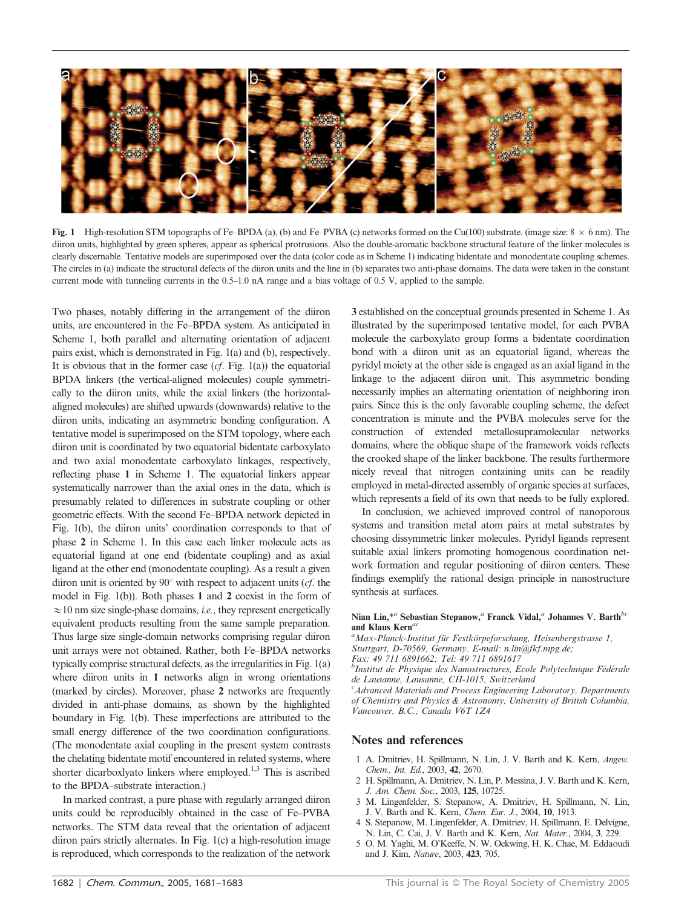**Fig. 1** High-resolution STM topographs of Fe–BPDA (a), (b) and Fe–PVBA (c) networks formed on the Cu(100) substrate. (image size: 8 × 6 nm). The diiron units, highlighted by green spheres, appear as spherical protrusions. Also the double-aromatic backbone structural feature of the linker molecules is clearly discernable. Tentative models are superimposed over the data (color code as in Scheme 1) indicating bidentate and monodentate coupling schemes. The circles in (a) indicate the structural defects of the diiron units and the line in (b) separates two anti-phase domains. The data were taken in the constant current mode with tunneling currents in the 0.5–1.0 nA range and a bias voltage of 0.5 V, applied to the sample.

Two phases, notably differing in the arrangement of the diiron units, are encountered in the Fe–BPDA system. As anticipated in Scheme 1, both parallel and alternating orientation of adjacent pairs exist, which is demonstrated in Fig. 1(a) and (b), respectively. It is obvious that in the former case (*cf*. Fig. 1(a)) the equatorial BPDA linkers (the vertical-aligned molecules) couple symmetrically to the diiron units, while the axial linkers (the horizontal-aligned molecules) are shifted upwards (downwards) relative to the diiron units, indicating an asymmetric bonding configuration. A tentative model is superimposed on the STM topology, where each diiron unit is coordinated by two equatorial bidentate carboxylato and two axial monodentate carboxylato linkages, respectively, reflecting phase **1** in Scheme 1. The equatorial linkers appear systematically narrower than the axial ones in the data, which is presumably related to differences in substrate coupling or other geometric effects. With the second Fe–BPDA network depicted in Fig. 1(b), the diiron units' coordination corresponds to that of phase **2** in Scheme 1. In this case each linker molecule acts as equatorial ligand at one end (bidentate coupling) and as axial ligand at the other end (monodentate coupling). As a result a given diiron unit is oriented by 90° with respect to adjacent units (*cf*. the model in Fig. 1(b)). Both phases **1** and **2** coexist in the form of ≈10 nm size single-phase domains, *i.e.*, they represent energetically equivalent products resulting from the same sample preparation. Thus large size single-domain networks comprising regular diiron unit arrays were not obtained. Rather, both Fe–BPDA networks typically comprise structural defects, as the irregularities in Fig. 1(a) where diiron units in **1** networks align in wrong orientations (marked by circles). Moreover, phase **2** networks are frequently divided in anti-phase domains, as shown by the highlighted boundary in Fig. 1(b). These imperfections are attributed to the small energy difference of the two coordination configurations. (The monodentate axial coupling in the present system contrasts the chelating bidentate motif encountered in related systems, where shorter dicarboxlyato linkers where employed.[1,3] This is ascribed to the BPDA–substrate interaction.)

In marked contrast, a pure phase with regularly arranged diiron units could be reproducibly obtained in the case of Fe–PVBA networks. The STM data reveal that the orientation of adjacent diiron pairs strictly alternates. In Fig. 1(c) a high-resolution image is reproduced, which corresponds to the realization of the network **3** established on the conceptual grounds presented in Scheme 1. As illustrated by the superimposed tentative model, for each PVBA molecule the carboxylato group forms a bidentate coordination bond with a diiron unit as an equatorial ligand, whereas the pyridyl moiety at the other side is engaged as an axial ligand in the linkage to the adjacent diiron unit. This asymmetric bonding necessarily implies an alternating orientation of neighboring iron pairs. Since this is the only favorable coupling scheme, the defect concentration is minute and the PVBA molecules serve for the construction of extended metallosupramolecular networks domains, where the oblique shape of the framework voids reflects the crooked shape of the linker backbone. The results furthermore nicely reveal that nitrogen containing units can be readily employed in metal-directed assembly of organic species at surfaces, which represents a field of its own that needs to be fully explored.

In conclusion, we achieved improved control of nanoporous systems and transition metal atom pairs at metal substrates by choosing dissymmetric linker molecules. Pyridyl ligands represent suitable axial linkers promoting homogenous coordination network formation and regular positioning of diiron centers. These findings exemplify the rational design principle in nanostructure synthesis at surfaces.

**Nian Lin,\*[a] Sebastian Stepanow,[a] Franck Vidal,[a] Johannes V. Barth[bc] and Klaus Kern[ac]**

[a]*Max-Planck-Institut für Festkörperforschung, Heisenbergstrasse 1, Stuttgart, D-70569, Germany. E-mail: n.lin@fkf.mpg.de; Fax: 49 711 6891662; Tel: 49 711 6891617*
[b]*Institut de Physique des Nanostructures, Ecole Polytechnique Fédérale de Lausanne, Lausanne, CH-1015, Switzerland*
[c]*Advanced Materials and Process Engineering Laboratory, Departments of Chemistry and Physics & Astronomy, University of British Columbia, Vancouver, B.C., Canada V6T 1Z4*

## Notes and references

1. A. Dmitriev, H. Spillmann, N. Lin, J. V. Barth and K. Kern, *Angew. Chem., Int. Ed.*, 2003, **42**, 2670.
2. H. Spillmann, A. Dmitriev, N. Lin, P. Messina, J. V. Barth and K. Kern, *J. Am. Chem. Soc.*, 2003, **125**, 10725.
3. M. Lingenfelder, S. Stepanow, A. Dmitriev, H. Spillmann, N. Lin, J. V. Barth and K. Kern, *Chem. Eur. J.*, 2004, **10**, 1913.
4. S. Stepanow, M. Lingenfelder, A. Dmitriev, H. Spillmann, E. Delvigne, N. Lin, C. Cai, J. V. Barth and K. Kern, *Nat. Mater.*, 2004, **3**, 229.
5. O. M. Yaghi, M. O'Keeffe, N. W. Ockwing, H. K. Chae, M. Eddaoudi and J. Kim, *Nature*, 2003, **423**, 705.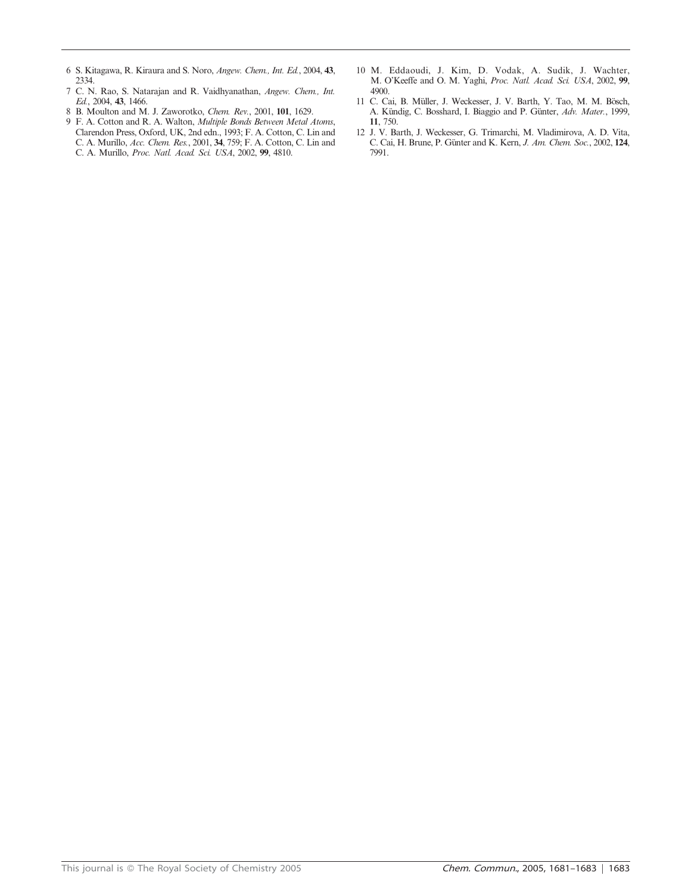6 S. Kitagawa, R. Kiraura and S. Noro, *Angew. Chem., Int. Ed.*, 2004, **43**, 2334.

7 C. N. Rao, S. Natarajan and R. Vaidhyanathan, *Angew. Chem., Int. Ed.*, 2004, **43**, 1466.

8 B. Moulton and M. J. Zaworotko, *Chem. Rev.*, 2001, **101**, 1629.

9 F. A. Cotton and R. A. Walton, *Multiple Bonds Between Metal Atoms*, Clarendon Press, Oxford, UK, 2nd edn., 1993; F. A. Cotton, C. Lin and C. A. Murillo, *Acc. Chem. Res.*, 2001, **34**, 759; F. A. Cotton, C. Lin and C. A. Murillo, *Proc. Natl. Acad. Sci. USA*, 2002, **99**, 4810.

10 M. Eddaoudi, J. Kim, D. Vodak, A. Sudik, J. Wachter, M. O'Keeffe and O. M. Yaghi, *Proc. Natl. Acad. Sci. USA*, 2002, **99**, 4900.

11 C. Cai, B. Müller, J. Weckesser, J. V. Barth, Y. Tao, M. M. Bösch, A. Kündig, C. Bosshard, I. Biaggio and P. Günter, *Adv. Mater.*, 1999, **11**, 750.

12 J. V. Barth, J. Weckesser, G. Trimarchi, M. Vladimirova, A. D. Vita, C. Cai, H. Brune, P. Günter and K. Kern, *J. Am. Chem. Soc.*, 2002, **124**, 7991.